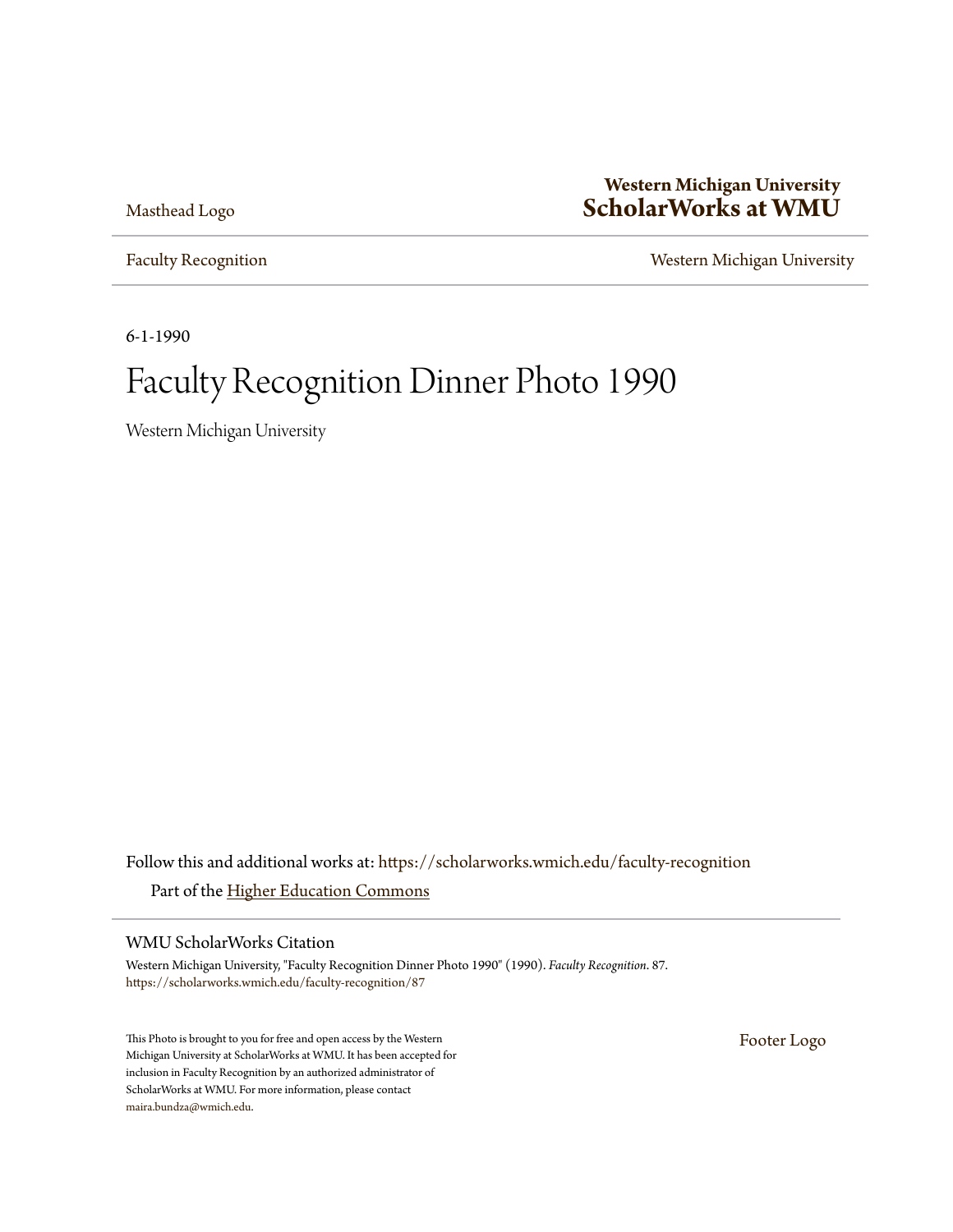Masthead Logo

**Western Michigan University**
**ScholarWorks at WMU**

Faculty Recognition

Western Michigan University

6-1-1990

# Faculty Recognition Dinner Photo 1990

Western Michigan University

Follow this and additional works at: https://scholarworks.wmich.edu/faculty-recognition

Part of the Higher Education Commons

## WMU ScholarWorks Citation

Western Michigan University, "Faculty Recognition Dinner Photo 1990" (1990). *Faculty Recognition*. 87.
https://scholarworks.wmich.edu/faculty-recognition/87

This Photo is brought to you for free and open access by the Western Michigan University at ScholarWorks at WMU. It has been accepted for inclusion in Faculty Recognition by an authorized administrator of ScholarWorks at WMU. For more information, please contact maira.bundza@wmich.edu.

Footer Logo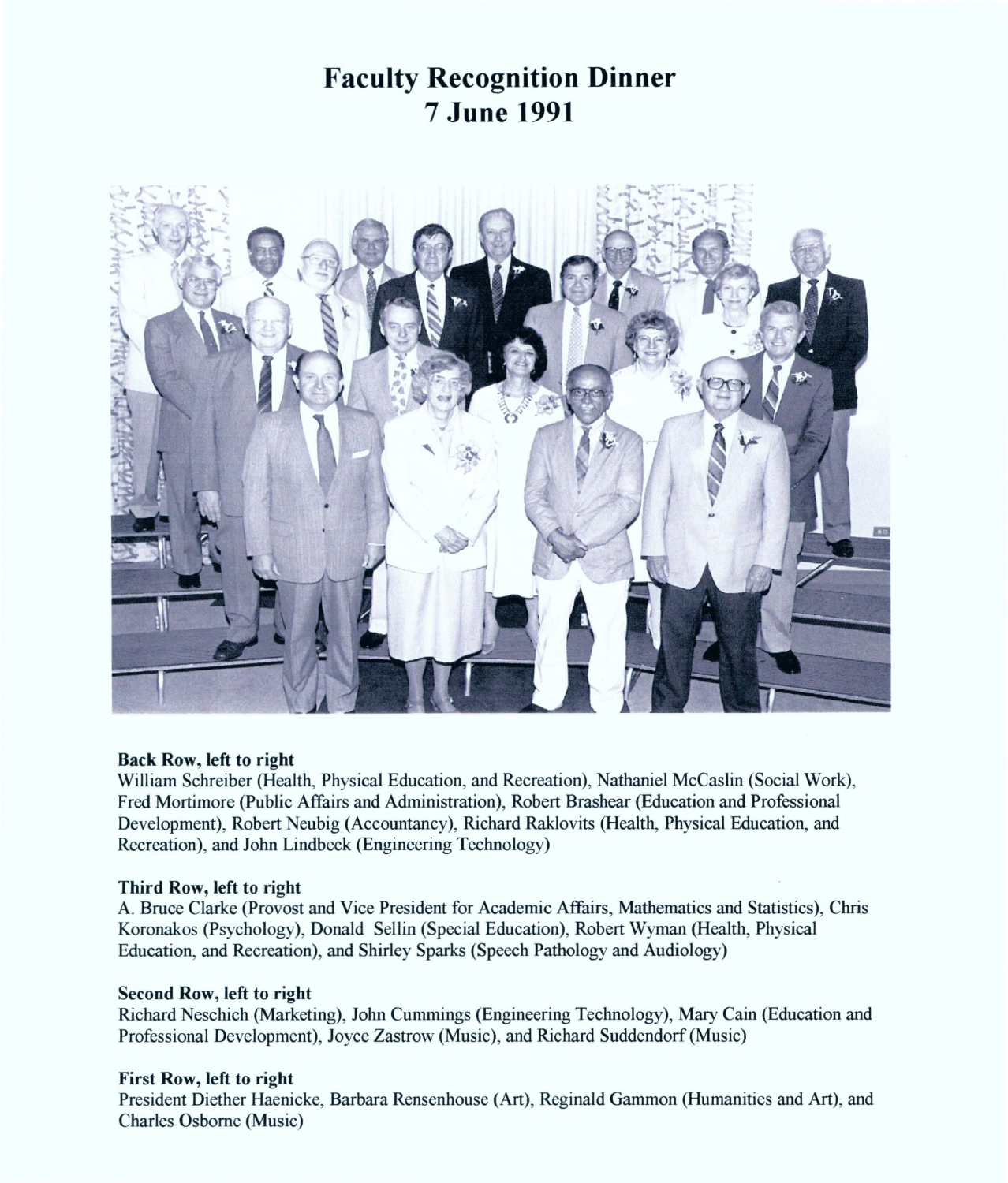# Faculty Recognition Dinner
# 7 June 1991

**Back Row, left to right**
William Schreiber (Health, Physical Education, and Recreation), Nathaniel McCaslin (Social Work), Fred Mortimore (Public Affairs and Administration), Robert Brashear (Education and Professional Development), Robert Neubig (Accountancy), Richard Raklovits (Health, Physical Education, and Recreation), and John Lindbeck (Engineering Technology)

**Third Row, left to right**
A. Bruce Clarke (Provost and Vice President for Academic Affairs, Mathematics and Statistics), Chris Koronakos (Psychology), Donald Sellin (Special Education), Robert Wyman (Health, Physical Education, and Recreation), and Shirley Sparks (Speech Pathology and Audiology)

**Second Row, left to right**
Richard Neschich (Marketing), John Cummings (Engineering Technology), Mary Cain (Education and Professional Development), Joyce Zastrow (Music), and Richard Suddendorf (Music)

**First Row, left to right**
President Diether Haenicke, Barbara Rensenhouse (Art), Reginald Gammon (Humanities and Art), and Charles Osborne (Music)